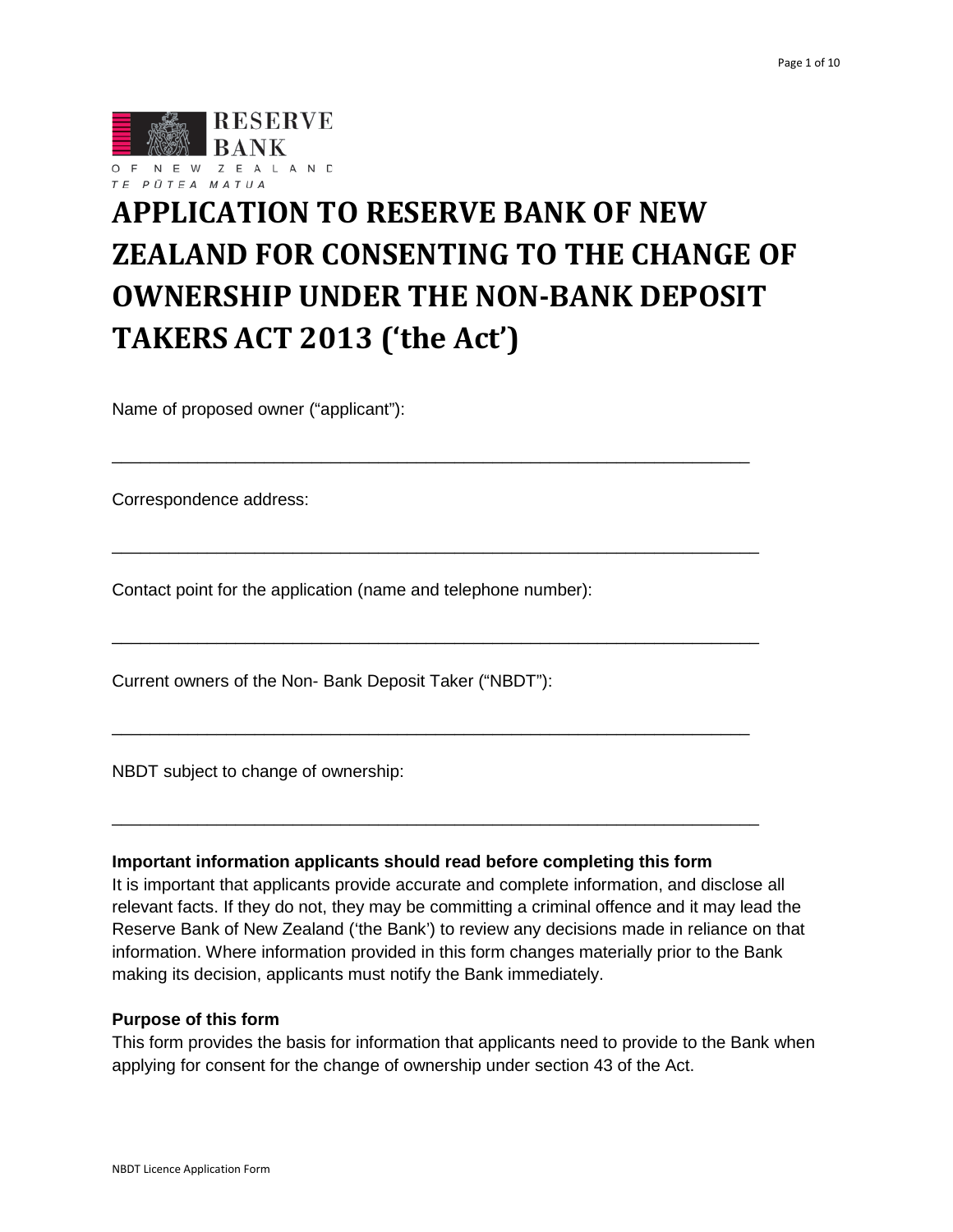RESERVE BANK OF NEW ZEALAND
TE PŪTEA MATUA

# APPLICATION TO RESERVE BANK OF NEW ZEALAND FOR CONSENTING TO THE CHANGE OF OWNERSHIP UNDER THE NON-BANK DEPOSIT TAKERS ACT 2013 ('the Act')

Name of proposed owner ("applicant"):

\_\_\_\_\_\_\_\_\_\_\_\_\_\_\_\_\_\_\_\_\_\_\_\_\_\_\_\_\_\_\_\_\_\_\_\_\_\_\_\_\_\_\_\_\_\_\_\_\_\_\_\_\_\_\_\_\_\_\_\_\_\_\_\_

Correspondence address:

\_\_\_\_\_\_\_\_\_\_\_\_\_\_\_\_\_\_\_\_\_\_\_\_\_\_\_\_\_\_\_\_\_\_\_\_\_\_\_\_\_\_\_\_\_\_\_\_\_\_\_\_\_\_\_\_\_\_\_\_\_\_\_\_

Contact point for the application (name and telephone number):

\_\_\_\_\_\_\_\_\_\_\_\_\_\_\_\_\_\_\_\_\_\_\_\_\_\_\_\_\_\_\_\_\_\_\_\_\_\_\_\_\_\_\_\_\_\_\_\_\_\_\_\_\_\_\_\_\_\_\_\_\_\_\_\_

Current owners of the Non- Bank Deposit Taker ("NBDT"):

\_\_\_\_\_\_\_\_\_\_\_\_\_\_\_\_\_\_\_\_\_\_\_\_\_\_\_\_\_\_\_\_\_\_\_\_\_\_\_\_\_\_\_\_\_\_\_\_\_\_\_\_\_\_\_\_\_\_\_\_\_\_\_\_

NBDT subject to change of ownership:

\_\_\_\_\_\_\_\_\_\_\_\_\_\_\_\_\_\_\_\_\_\_\_\_\_\_\_\_\_\_\_\_\_\_\_\_\_\_\_\_\_\_\_\_\_\_\_\_\_\_\_\_\_\_\_\_\_\_\_\_\_\_\_\_

**Important information applicants should read before completing this form**

It is important that applicants provide accurate and complete information, and disclose all relevant facts. If they do not, they may be committing a criminal offence and it may lead the Reserve Bank of New Zealand ('the Bank') to review any decisions made in reliance on that information. Where information provided in this form changes materially prior to the Bank making its decision, applicants must notify the Bank immediately.

**Purpose of this form**

This form provides the basis for information that applicants need to provide to the Bank when applying for consent for the change of ownership under section 43 of the Act.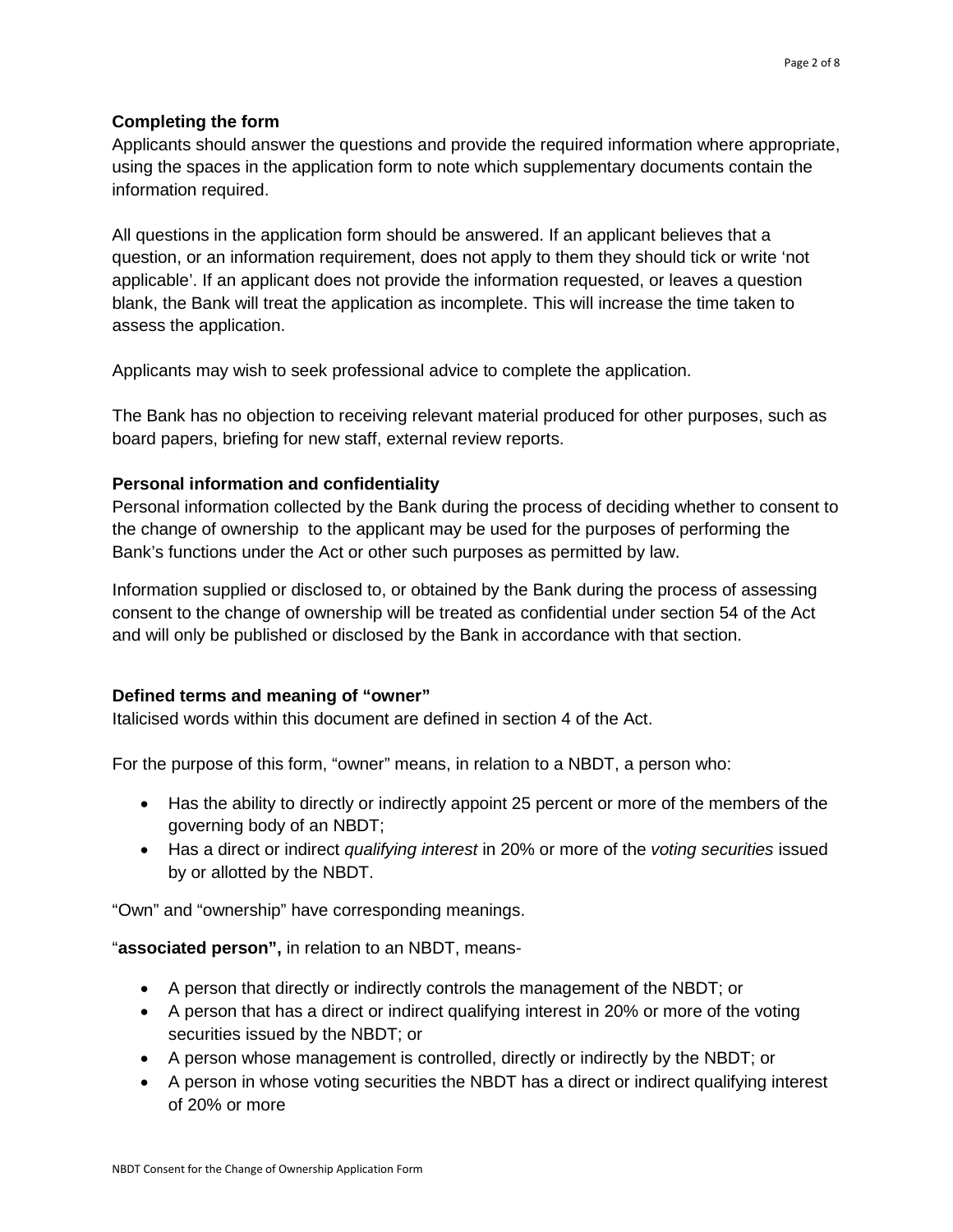### Completing the form

Applicants should answer the questions and provide the required information where appropriate, using the spaces in the application form to note which supplementary documents contain the information required.

All questions in the application form should be answered. If an applicant believes that a question, or an information requirement, does not apply to them they should tick or write 'not applicable'. If an applicant does not provide the information requested, or leaves a question blank, the Bank will treat the application as incomplete. This will increase the time taken to assess the application.

Applicants may wish to seek professional advice to complete the application.

The Bank has no objection to receiving relevant material produced for other purposes, such as board papers, briefing for new staff, external review reports.

### Personal information and confidentiality

Personal information collected by the Bank during the process of deciding whether to consent to the change of ownership to the applicant may be used for the purposes of performing the Bank's functions under the Act or other such purposes as permitted by law.

Information supplied or disclosed to, or obtained by the Bank during the process of assessing consent to the change of ownership will be treated as confidential under section 54 of the Act and will only be published or disclosed by the Bank in accordance with that section.

### Defined terms and meaning of "owner"

Italicised words within this document are defined in section 4 of the Act.

For the purpose of this form, "owner" means, in relation to a NBDT, a person who:

- Has the ability to directly or indirectly appoint 25 percent or more of the members of the governing body of an NBDT;
- Has a direct or indirect *qualifying interest* in 20% or more of the *voting securities* issued by or allotted by the NBDT.

"Own" and "ownership" have corresponding meanings.

"**associated person",** in relation to an NBDT, means-

- A person that directly or indirectly controls the management of the NBDT; or
- A person that has a direct or indirect qualifying interest in 20% or more of the voting securities issued by the NBDT; or
- A person whose management is controlled, directly or indirectly by the NBDT; or
- A person in whose voting securities the NBDT has a direct or indirect qualifying interest of 20% or more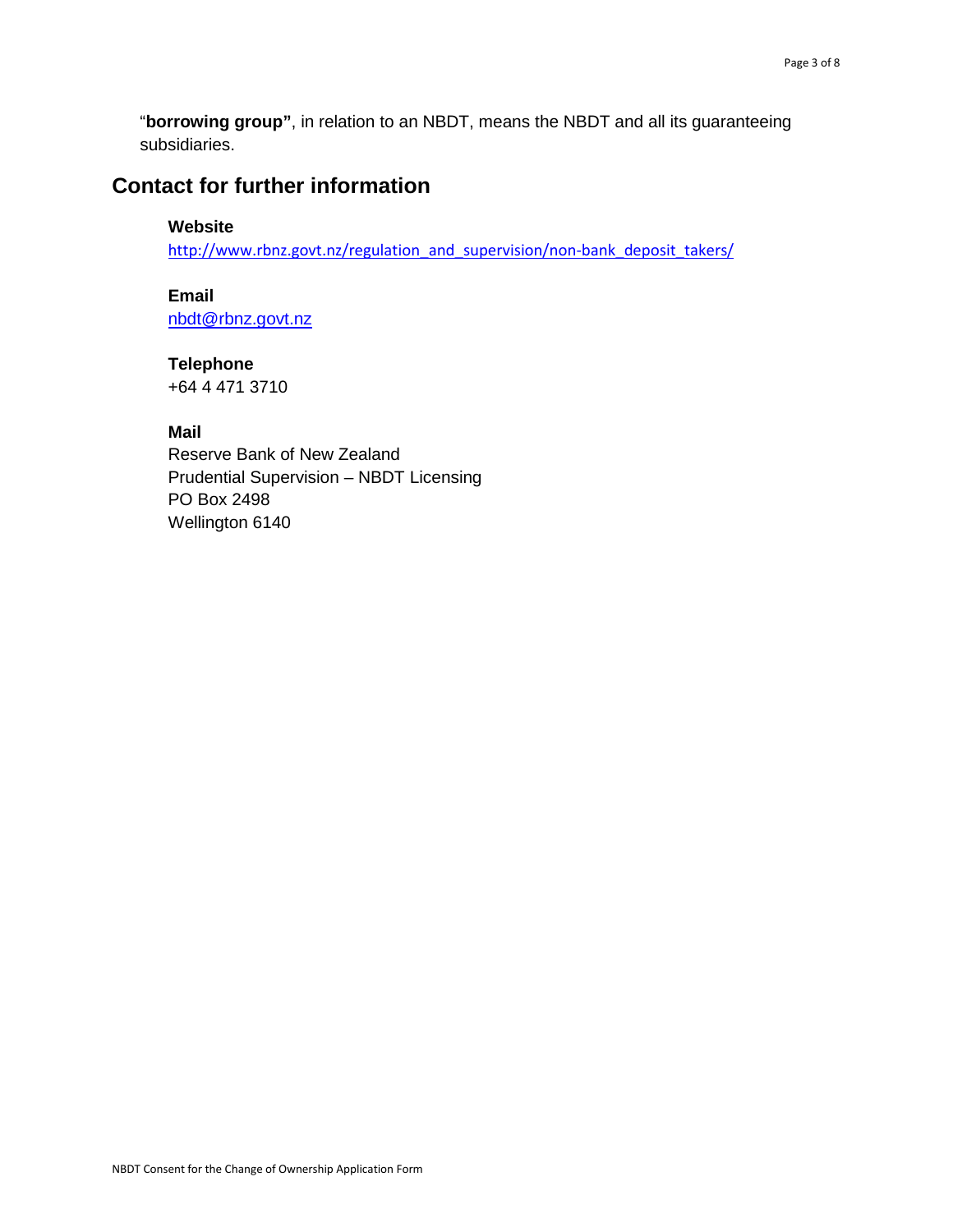"**borrowing group"**, in relation to an NBDT, means the NBDT and all its guaranteeing subsidiaries.

## Contact for further information

**Website**
http://www.rbnz.govt.nz/regulation_and_supervision/non-bank_deposit_takers/

**Email**
nbdt@rbnz.govt.nz

**Telephone**
+64 4 471 3710

**Mail**
Reserve Bank of New Zealand
Prudential Supervision – NBDT Licensing
PO Box 2498
Wellington 6140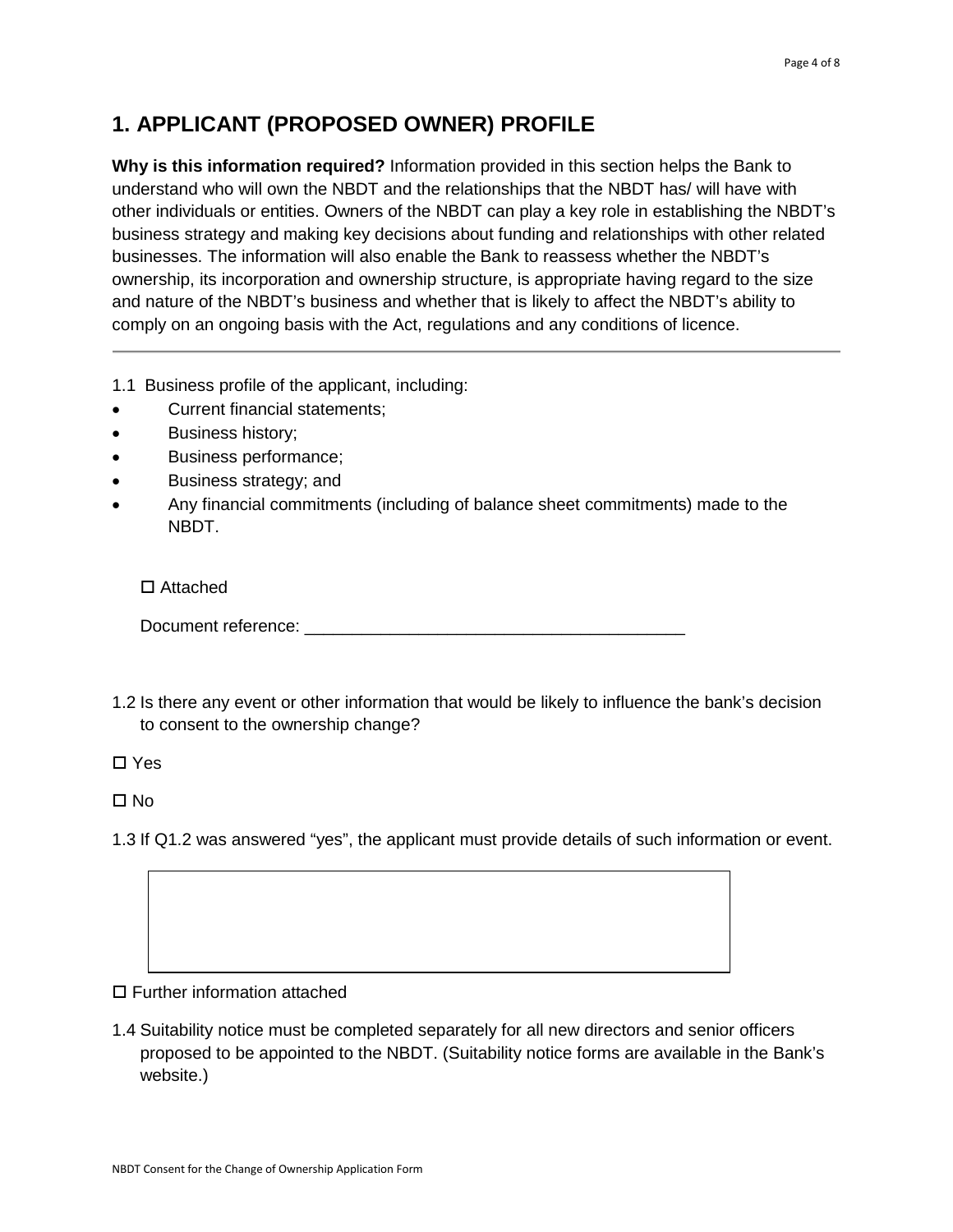# 1. APPLICANT (PROPOSED OWNER) PROFILE

**Why is this information required?** Information provided in this section helps the Bank to understand who will own the NBDT and the relationships that the NBDT has/ will have with other individuals or entities. Owners of the NBDT can play a key role in establishing the NBDT's business strategy and making key decisions about funding and relationships with other related businesses. The information will also enable the Bank to reassess whether the NBDT's ownership, its incorporation and ownership structure, is appropriate having regard to the size and nature of the NBDT's business and whether that is likely to affect the NBDT's ability to comply on an ongoing basis with the Act, regulations and any conditions of licence.

---

1.1 Business profile of the applicant, including:

- Current financial statements;
- Business history;
- Business performance;
- Business strategy; and
- Any financial commitments (including of balance sheet commitments) made to the NBDT.

☐ Attached

Document reference: _______________________________________

1.2 Is there any event or other information that would be likely to influence the bank's decision to consent to the ownership change?

☐ Yes

☐ No

1.3 If Q1.2 was answered "yes", the applicant must provide details of such information or event.

| |
|---|
| |

☐ Further information attached

1.4 Suitability notice must be completed separately for all new directors and senior officers proposed to be appointed to the NBDT. (Suitability notice forms are available in the Bank's website.)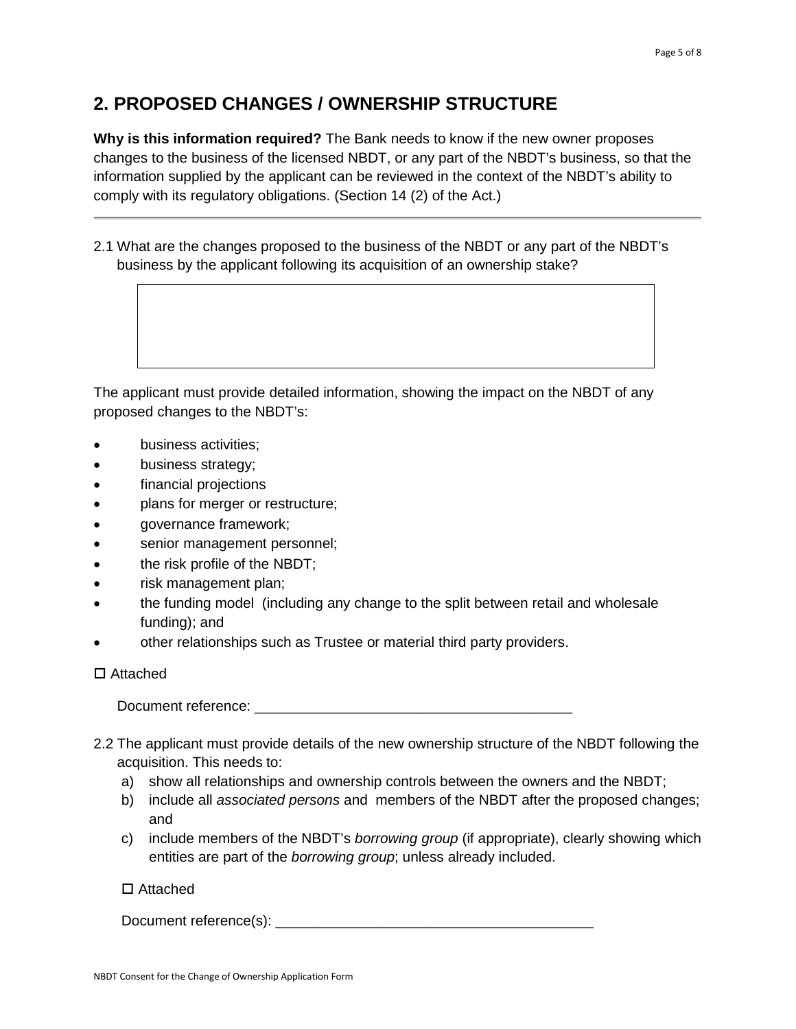## 2. PROPOSED CHANGES / OWNERSHIP STRUCTURE

**Why is this information required?** The Bank needs to know if the new owner proposes changes to the business of the licensed NBDT, or any part of the NBDT's business, so that the information supplied by the applicant can be reviewed in the context of the NBDT's ability to comply with its regulatory obligations. (Section 14 (2) of the Act.)

---

2.1 What are the changes proposed to the business of the NBDT or any part of the NBDT's business by the applicant following its acquisition of an ownership stake?

|   |
|---|
|   |

The applicant must provide detailed information, showing the impact on the NBDT of any proposed changes to the NBDT's:

- business activities;
- business strategy;
- financial projections
- plans for merger or restructure;
- governance framework;
- senior management personnel;
- the risk profile of the NBDT;
- risk management plan;
- the funding model (including any change to the split between retail and wholesale funding); and
- other relationships such as Trustee or material third party providers.

☐ Attached

Document reference: ________________________________________

2.2 The applicant must provide details of the new ownership structure of the NBDT following the acquisition. This needs to:

a) show all relationships and ownership controls between the owners and the NBDT;
b) include all *associated persons* and members of the NBDT after the proposed changes; and
c) include members of the NBDT's *borrowing group* (if appropriate), clearly showing which entities are part of the *borrowing group*; unless already included.

☐ Attached

Document reference(s): ________________________________________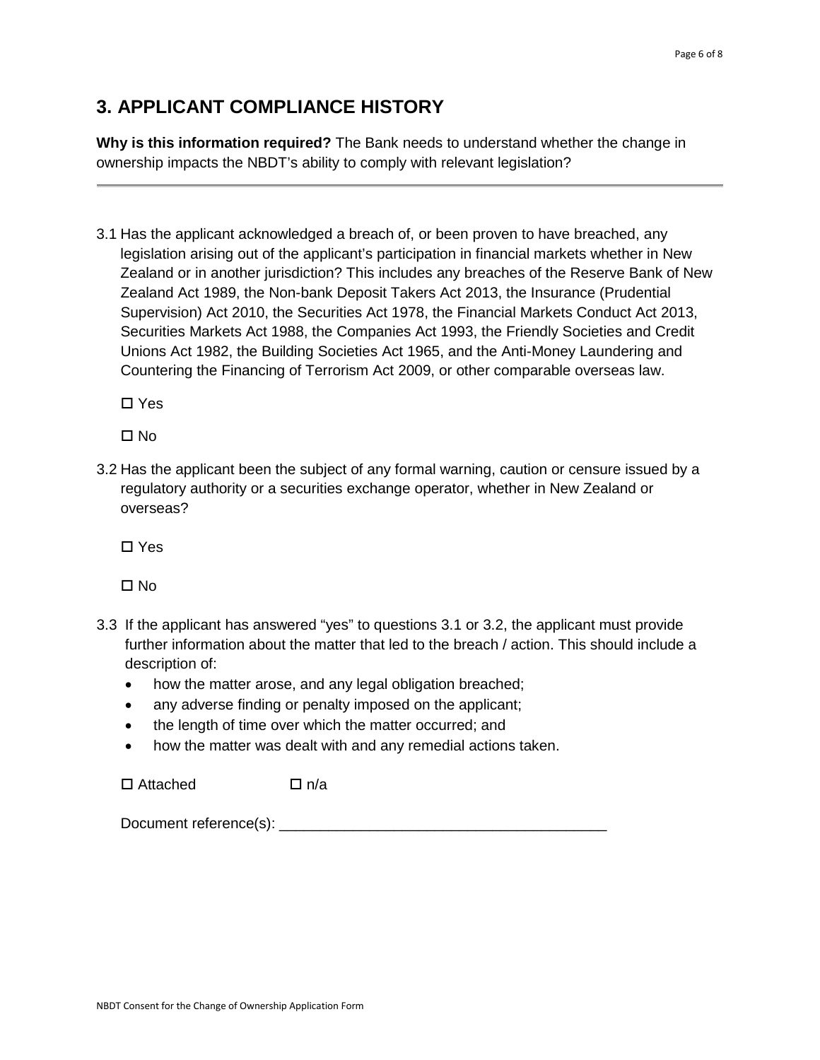## 3. APPLICANT COMPLIANCE HISTORY

**Why is this information required?** The Bank needs to understand whether the change in ownership impacts the NBDT's ability to comply with relevant legislation?

---

3.1 Has the applicant acknowledged a breach of, or been proven to have breached, any legislation arising out of the applicant's participation in financial markets whether in New Zealand or in another jurisdiction? This includes any breaches of the Reserve Bank of New Zealand Act 1989, the Non-bank Deposit Takers Act 2013, the Insurance (Prudential Supervision) Act 2010, the Securities Act 1978, the Financial Markets Conduct Act 2013, Securities Markets Act 1988, the Companies Act 1993, the Friendly Societies and Credit Unions Act 1982, the Building Societies Act 1965, and the Anti-Money Laundering and Countering the Financing of Terrorism Act 2009, or other comparable overseas law.

☐ Yes

☐ No

3.2 Has the applicant been the subject of any formal warning, caution or censure issued by a regulatory authority or a securities exchange operator, whether in New Zealand or overseas?

☐ Yes

☐ No

3.3 If the applicant has answered "yes" to questions 3.1 or 3.2, the applicant must provide further information about the matter that led to the breach / action. This should include a description of:

- how the matter arose, and any legal obligation breached;
- any adverse finding or penalty imposed on the applicant;
- the length of time over which the matter occurred; and
- how the matter was dealt with and any remedial actions taken.

☐ Attached ☐ n/a

Document reference(s): _______________________________________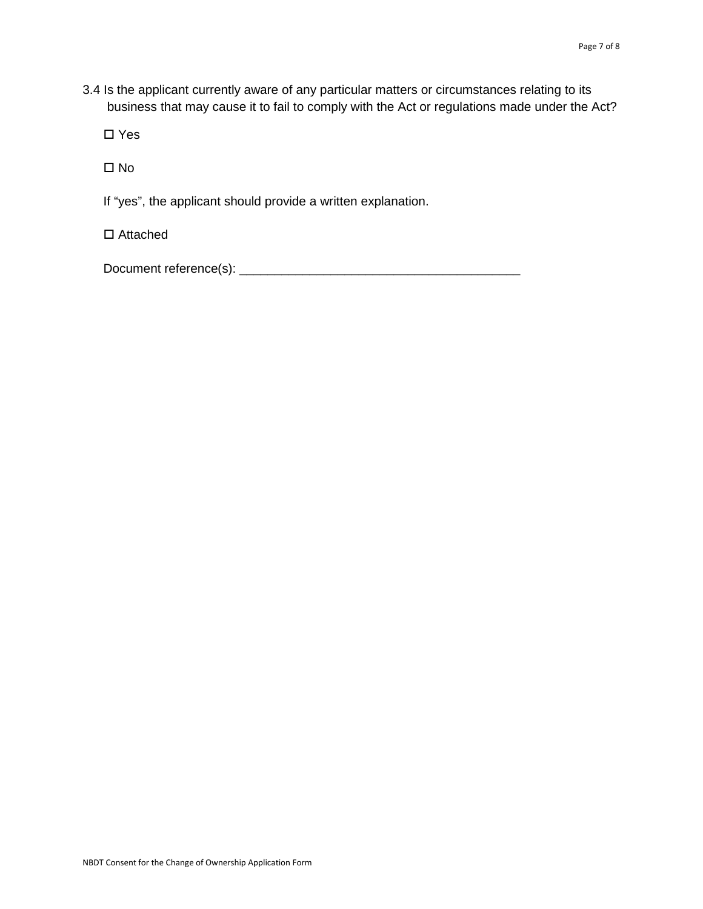3.4 Is the applicant currently aware of any particular matters or circumstances relating to its business that may cause it to fail to comply with the Act or regulations made under the Act?

☐ Yes

☐ No

If “yes”, the applicant should provide a written explanation.

☐ Attached

Document reference(s): ________________________________________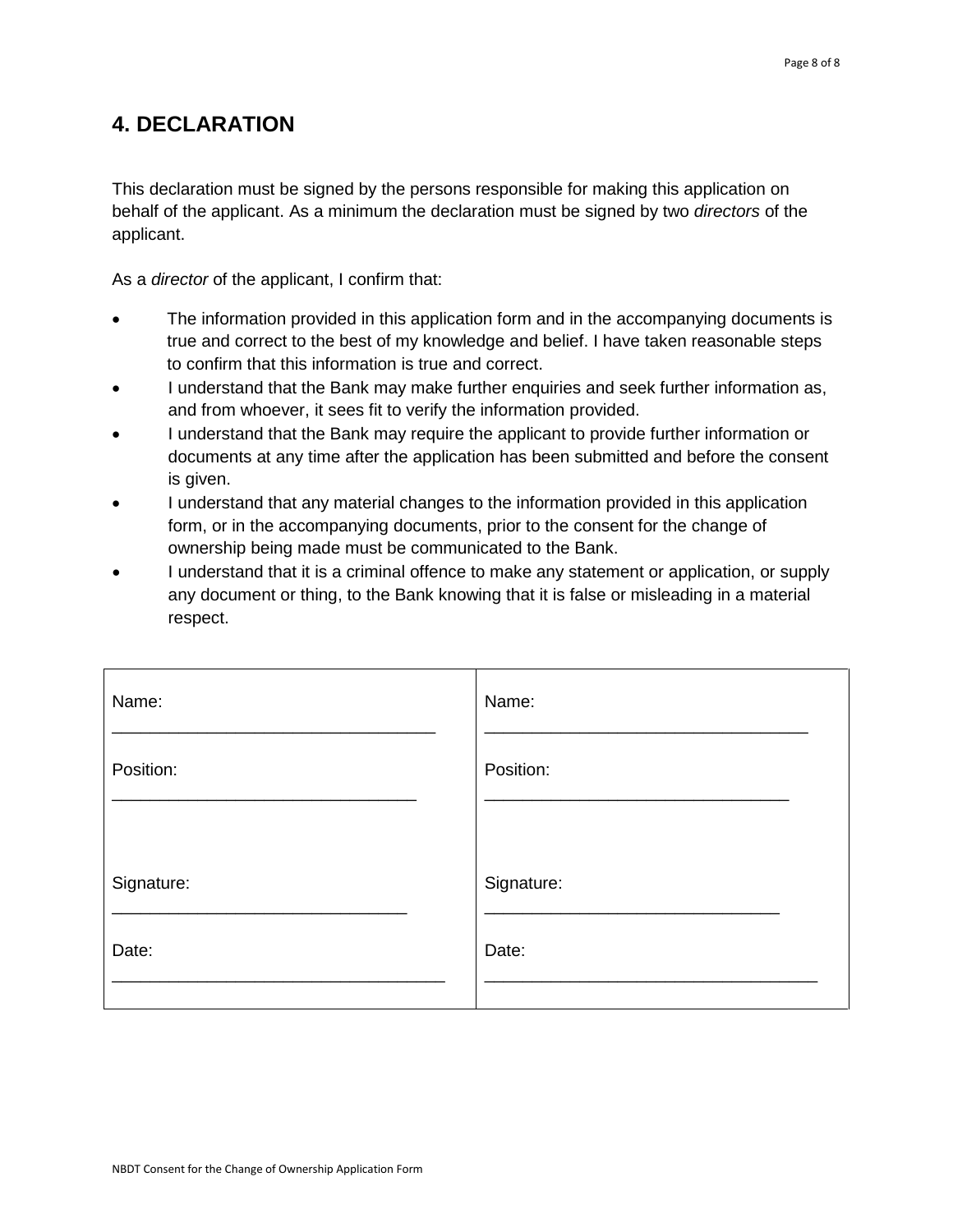## 4. DECLARATION

This declaration must be signed by the persons responsible for making this application on behalf of the applicant. As a minimum the declaration must be signed by two *directors* of the applicant.

As a *director* of the applicant, I confirm that:

- The information provided in this application form and in the accompanying documents is true and correct to the best of my knowledge and belief. I have taken reasonable steps to confirm that this information is true and correct.
- I understand that the Bank may make further enquiries and seek further information as, and from whoever, it sees fit to verify the information provided.
- I understand that the Bank may require the applicant to provide further information or documents at any time after the application has been submitted and before the consent is given.
- I understand that any material changes to the information provided in this application form, or in the accompanying documents, prior to the consent for the change of ownership being made must be communicated to the Bank.
- I understand that it is a criminal offence to make any statement or application, or supply any document or thing, to the Bank knowing that it is false or misleading in a material respect.

| | |
|---|---|
| Name: ______________________________ | Name: ______________________________ |
| Position: ____________________________ | Position: ____________________________ |
| Signature: ___________________________ | Signature: ___________________________ |
| Date: _______________________________ | Date: _______________________________ |